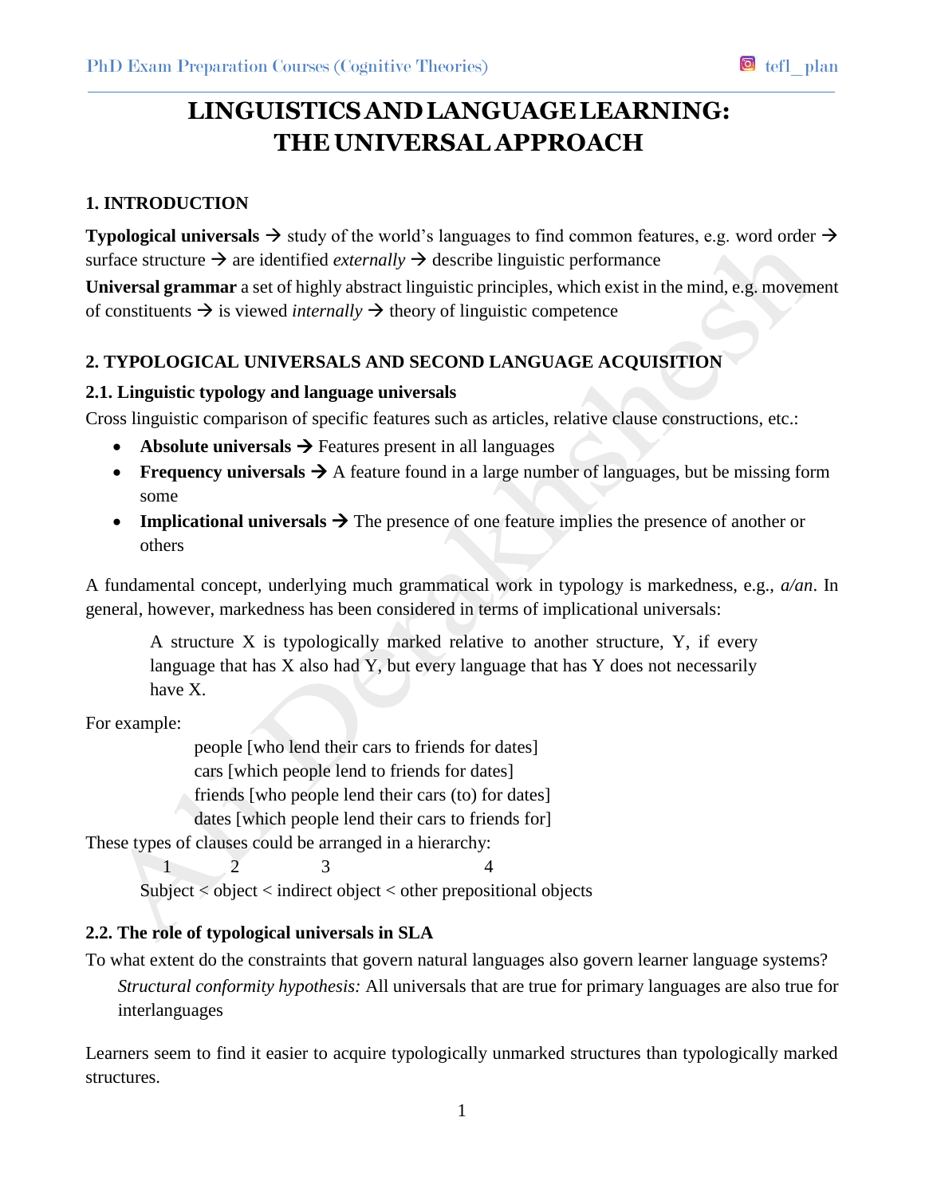# LINGUISTICS AND LANGUAGE LEARNING: THE UNIVERSAL APPROACH

## 1. INTRODUCTION

**Typological universals** → study of the world's languages to find common features, e.g. word order → surface structure → are identified *externally* → describe linguistic performance

**Universal grammar** a set of highly abstract linguistic principles, which exist in the mind, e.g. movement of constituents → is viewed *internally* → theory of linguistic competence

## 2. TYPOLOGICAL UNIVERSALS AND SECOND LANGUAGE ACQUISITION

### 2.1. Linguistic typology and language universals

Cross linguistic comparison of specific features such as articles, relative clause constructions, etc.:

- **Absolute universals** → Features present in all languages
- **Frequency universals** → A feature found in a large number of languages, but be missing form some
- **Implicational universals** → The presence of one feature implies the presence of another or others

A fundamental concept, underlying much grammatical work in typology is markedness, e.g., *a/an*. In general, however, markedness has been considered in terms of implicational universals:

> A structure X is typologically marked relative to another structure, Y, if every language that has X also had Y, but every language that has Y does not necessarily have X.

For example:

people [who lend their cars to friends for dates]
cars [which people lend to friends for dates]
friends [who people lend their cars (to) for dates]
dates [which people lend their cars to friends for]

These types of clauses could be arranged in a hierarchy:

| 1 | | 2 | | 3 | | 4 |
|---|---|---|---|---|---|---|
| Subject | < | object | < | indirect object | < | other prepositional objects |

### 2.2. The role of typological universals in SLA

To what extent do the constraints that govern natural languages also govern learner language systems?

*Structural conformity hypothesis:* All universals that are true for primary languages are also true for interlanguages

Learners seem to find it easier to acquire typologically unmarked structures than typologically marked structures.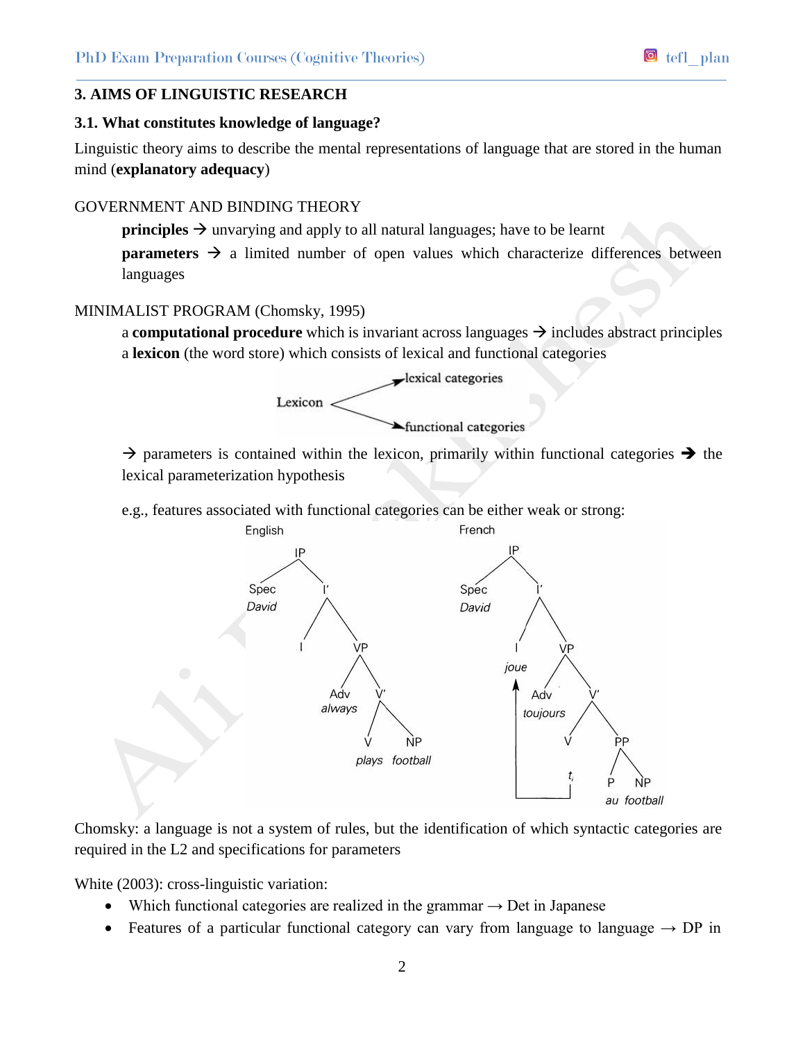### 3. AIMS OF LINGUISTIC RESEARCH

#### 3.1. What constitutes knowledge of language?

Linguistic theory aims to describe the mental representations of language that are stored in the human mind (**explanatory adequacy**)

GOVERNMENT AND BINDING THEORY

**principles** → unvarying and apply to all natural languages; have to be learnt

**parameters** → a limited number of open values which characterize differences between languages

MINIMALIST PROGRAM (Chomsky, 1995)

a **computational procedure** which is invariant across languages → includes abstract principles

a **lexicon** (the word store) which consists of lexical and functional categories

Lexicon → lexical categories; functional categories

→ parameters is contained within the lexicon, primarily within functional categories → the lexical parameterization hypothesis

e.g., features associated with functional categories can be either weak or strong:

English: [IP [Spec David] [I' [I] [VP [Adv always] [V' [V plays] [NP football]]]]]

French: [IP [Spec David] [I' [I joue] [VP [Adv toujours] [V' [V $t_i$] [PP [P au] [NP football]]]]]]

Chomsky: a language is not a system of rules, but the identification of which syntactic categories are required in the L2 and specifications for parameters

White (2003): cross-linguistic variation:

- Which functional categories are realized in the grammar → Det in Japanese
- Features of a particular functional category can vary from language to language → DP in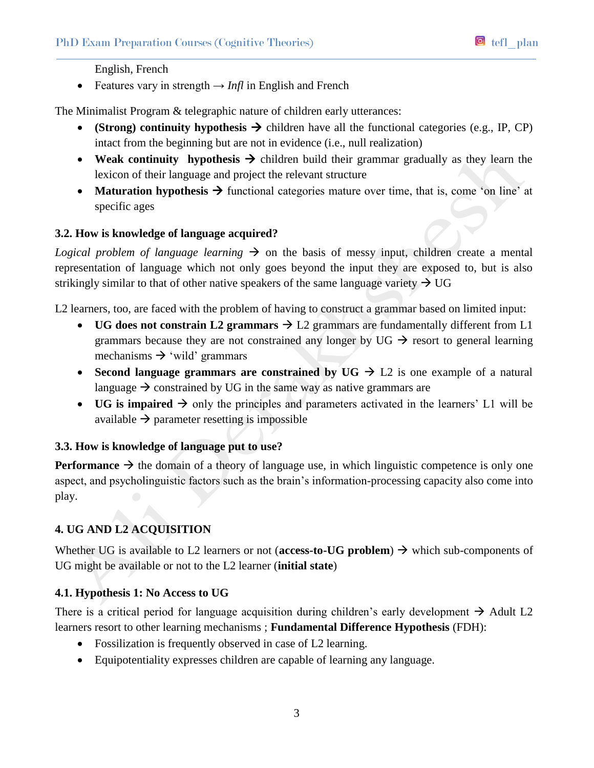English, French

- Features vary in strength → *Infl* in English and French

The Minimalist Program & telegraphic nature of children early utterances:

- **(Strong) continuity hypothesis** → children have all the functional categories (e.g., IP, CP) intact from the beginning but are not in evidence (i.e., null realization)
- **Weak continuity hypothesis** → children build their grammar gradually as they learn the lexicon of their language and project the relevant structure
- **Maturation hypothesis** → functional categories mature over time, that is, come 'on line' at specific ages

### 3.2. How is knowledge of language acquired?

*Logical problem of language learning* → on the basis of messy input, children create a mental representation of language which not only goes beyond the input they are exposed to, but is also strikingly similar to that of other native speakers of the same language variety → UG

L2 learners, too, are faced with the problem of having to construct a grammar based on limited input:

- **UG does not constrain L2 grammars** → L2 grammars are fundamentally different from L1 grammars because they are not constrained any longer by UG → resort to general learning mechanisms → 'wild' grammars
- **Second language grammars are constrained by UG** → L2 is one example of a natural language → constrained by UG in the same way as native grammars are
- **UG is impaired** → only the principles and parameters activated in the learners' L1 will be available → parameter resetting is impossible

### 3.3. How is knowledge of language put to use?

**Performance** → the domain of a theory of language use, in which linguistic competence is only one aspect, and psycholinguistic factors such as the brain's information-processing capacity also come into play.

## 4. UG AND L2 ACQUISITION

Whether UG is available to L2 learners or not (**access-to-UG problem**) → which sub-components of UG might be available or not to the L2 learner (**initial state**)

### 4.1. Hypothesis 1: No Access to UG

There is a critical period for language acquisition during children's early development → Adult L2 learners resort to other learning mechanisms ; **Fundamental Difference Hypothesis** (FDH):

- Fossilization is frequently observed in case of L2 learning.
- Equipotentiality expresses children are capable of learning any language.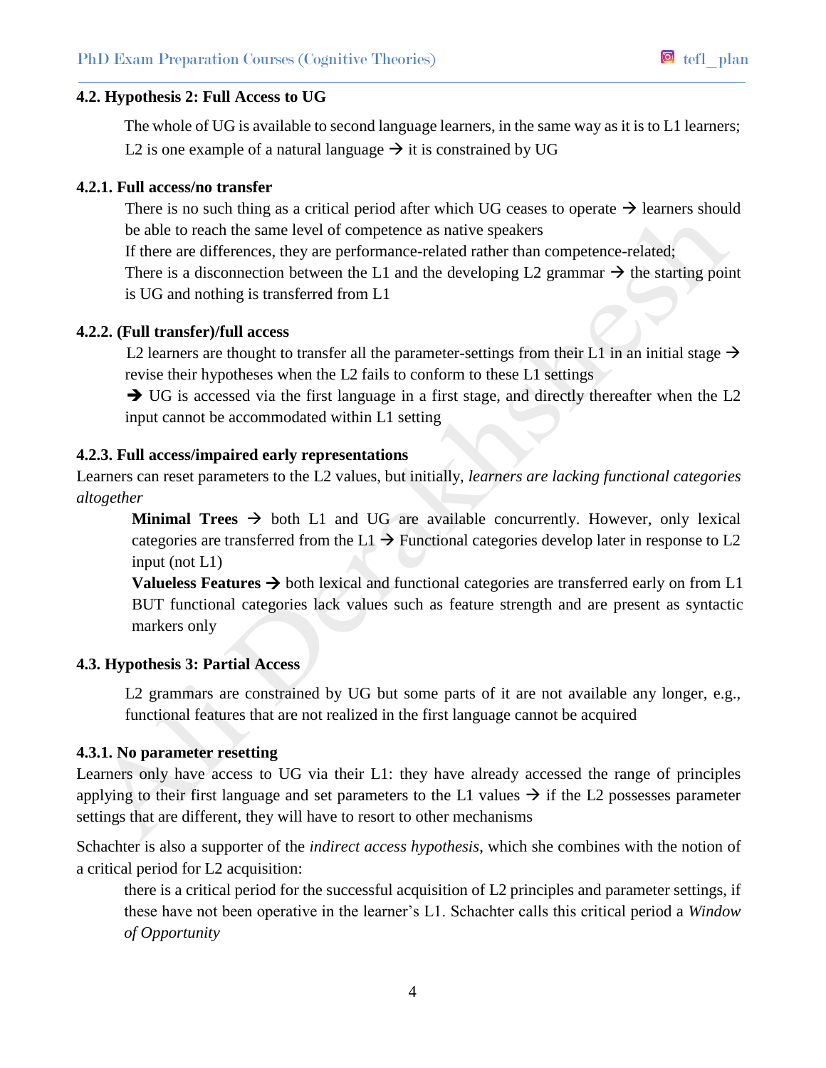#### 4.2. Hypothesis 2: Full Access to UG

The whole of UG is available to second language learners, in the same way as it is to L1 learners; L2 is one example of a natural language → it is constrained by UG

#### 4.2.1. Full access/no transfer

There is no such thing as a critical period after which UG ceases to operate → learners should be able to reach the same level of competence as native speakers

If there are differences, they are performance-related rather than competence-related;

There is a disconnection between the L1 and the developing L2 grammar → the starting point is UG and nothing is transferred from L1

#### 4.2.2. (Full transfer)/full access

L2 learners are thought to transfer all the parameter-settings from their L1 in an initial stage → revise their hypotheses when the L2 fails to conform to these L1 settings

→ UG is accessed via the first language in a first stage, and directly thereafter when the L2 input cannot be accommodated within L1 setting

#### 4.2.3. Full access/impaired early representations

Learners can reset parameters to the L2 values, but initially, *learners are lacking functional categories altogether*

**Minimal Trees** → both L1 and UG are available concurrently. However, only lexical categories are transferred from the L1 → Functional categories develop later in response to L2 input (not L1)

**Valueless Features** → both lexical and functional categories are transferred early on from L1 BUT functional categories lack values such as feature strength and are present as syntactic markers only

#### 4.3. Hypothesis 3: Partial Access

L2 grammars are constrained by UG but some parts of it are not available any longer, e.g., functional features that are not realized in the first language cannot be acquired

#### 4.3.1. No parameter resetting

Learners only have access to UG via their L1: they have already accessed the range of principles applying to their first language and set parameters to the L1 values → if the L2 possesses parameter settings that are different, they will have to resort to other mechanisms

Schachter is also a supporter of the *indirect access hypothesis*, which she combines with the notion of a critical period for L2 acquisition:

there is a critical period for the successful acquisition of L2 principles and parameter settings, if these have not been operative in the learner's L1. Schachter calls this critical period a *Window of Opportunity*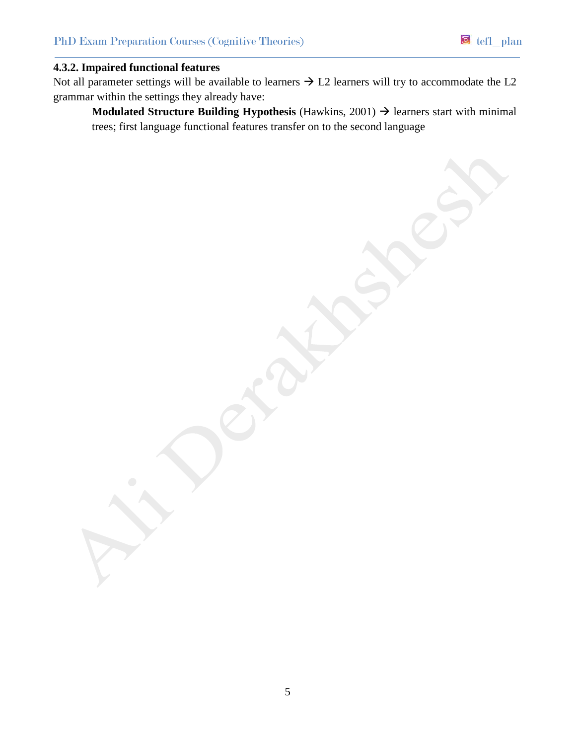#### 4.3.2. Impaired functional features

Not all parameter settings will be available to learners → L2 learners will try to accommodate the L2 grammar within the settings they already have:

> **Modulated Structure Building Hypothesis** (Hawkins, 2001) → learners start with minimal trees; first language functional features transfer on to the second language